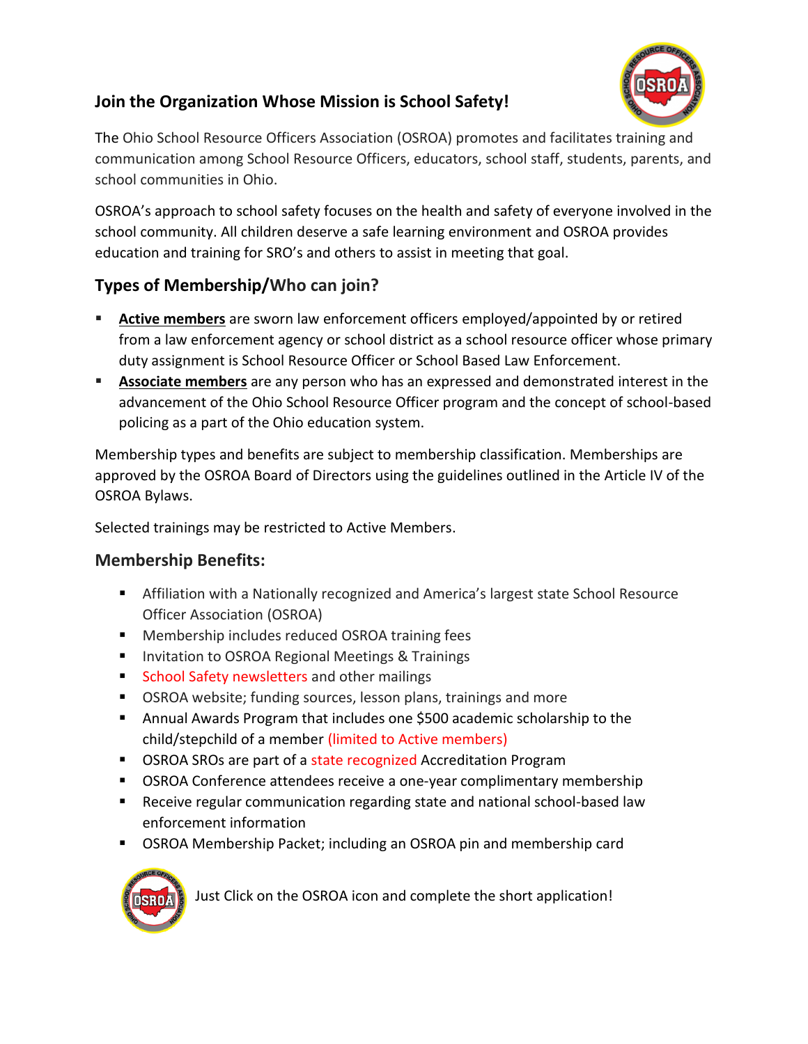## Join the Organization Whose Mission is School Safety!

The Ohio School Resource Officers Association (OSROA) promotes and facilitates training and communication among School Resource Officers, educators, school staff, students, parents, and school communities in Ohio.

OSROA's approach to school safety focuses on the health and safety of everyone involved in the school community. All children deserve a safe learning environment and OSROA provides education and training for SRO's and others to assist in meeting that goal.

## Types of Membership/Who can join?

- **Active members** are sworn law enforcement officers employed/appointed by or retired from a law enforcement agency or school district as a school resource officer whose primary duty assignment is School Resource Officer or School Based Law Enforcement.
- **Associate members** are any person who has an expressed and demonstrated interest in the advancement of the Ohio School Resource Officer program and the concept of school-based policing as a part of the Ohio education system.

Membership types and benefits are subject to membership classification. Memberships are approved by the OSROA Board of Directors using the guidelines outlined in the Article IV of the OSROA Bylaws.

Selected trainings may be restricted to Active Members.

## Membership Benefits:

- Affiliation with a Nationally recognized and America's largest state School Resource Officer Association (OSROA)
- Membership includes reduced OSROA training fees
- Invitation to OSROA Regional Meetings & Trainings
- School Safety newsletters and other mailings
- OSROA website; funding sources, lesson plans, trainings and more
- Annual Awards Program that includes one $500 academic scholarship to the child/stepchild of a member (limited to Active members)
- OSROA SROs are part of a state recognized Accreditation Program
- OSROA Conference attendees receive a one-year complimentary membership
- Receive regular communication regarding state and national school-based law enforcement information
- OSROA Membership Packet; including an OSROA pin and membership card

Just Click on the OSROA icon and complete the short application!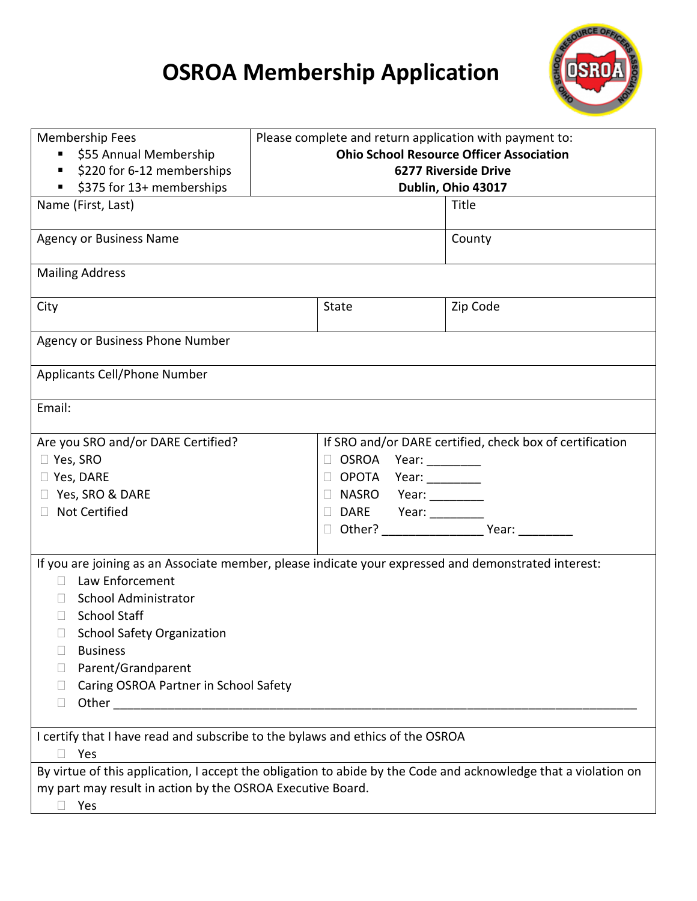# OSROA Membership Application

| Membership Fees | Please complete and return application with payment to: |
|---|---|
| ▪ $55 Annual Membership<br>▪ $220 for 6-12 memberships<br>▪ $375 for 13+ memberships | **Ohio School Resource Officer Association**<br>**6277 Riverside Drive**<br>**Dublin, Ohio 43017** |

| | | |
|---|---|---|
| Name (First, Last) | | Title |
| Agency or Business Name | | County |
| Mailing Address | | |
| City | State | Zip Code |
| Agency or Business Phone Number | | |
| Applicants Cell/Phone Number | | |
| Email: | | |

| Are you SRO and/or DARE Certified? | If SRO and/or DARE certified, check box of certification |
|---|---|
| ☐ Yes, SRO<br>☐ Yes, DARE<br>☐ Yes, SRO & DARE<br>☐ Not Certified | ☐ OSROA Year: ________<br>☐ OPOTA Year: ________<br>☐ NASRO Year: ________<br>☐ DARE Year: ________<br>☐ Other? _______________ Year: ________ |

If you are joining as an Associate member, please indicate your expressed and demonstrated interest:

- ☐ Law Enforcement
- ☐ School Administrator
- ☐ School Staff
- ☐ School Safety Organization
- ☐ Business
- ☐ Parent/Grandparent
- ☐ Caring OSROA Partner in School Safety
- ☐ Other ________________________________________________________________________________

I certify that I have read and subscribe to the bylaws and ethics of the OSROA

☐ Yes

By virtue of this application, I accept the obligation to abide by the Code and acknowledge that a violation on my part may result in action by the OSROA Executive Board.

☐ Yes